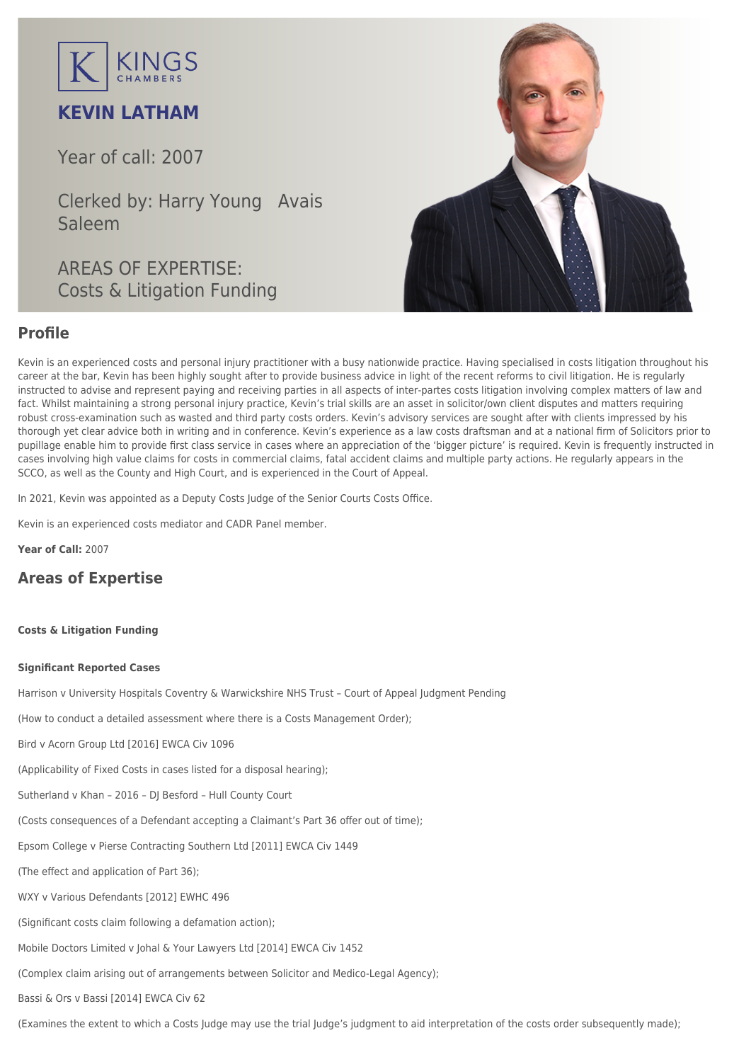KINGS CHAMBERS

# KEVIN LATHAM

Year of call: 2007

Clerked by: Harry Young   Avais Saleem

AREAS OF EXPERTISE:
Costs & Litigation Funding

## Profile

Kevin is an experienced costs and personal injury practitioner with a busy nationwide practice. Having specialised in costs litigation throughout his career at the bar, Kevin has been highly sought after to provide business advice in light of the recent reforms to civil litigation. He is regularly instructed to advise and represent paying and receiving parties in all aspects of inter-partes costs litigation involving complex matters of law and fact. Whilst maintaining a strong personal injury practice, Kevin's trial skills are an asset in solicitor/own client disputes and matters requiring robust cross-examination such as wasted and third party costs orders. Kevin's advisory services are sought after with clients impressed by his thorough yet clear advice both in writing and in conference. Kevin's experience as a law costs draftsman and at a national firm of Solicitors prior to pupillage enable him to provide first class service in cases where an appreciation of the 'bigger picture' is required. Kevin is frequently instructed in cases involving high value claims for costs in commercial claims, fatal accident claims and multiple party actions. He regularly appears in the SCCO, as well as the County and High Court, and is experienced in the Court of Appeal.

In 2021, Kevin was appointed as a Deputy Costs Judge of the Senior Courts Costs Office.

Kevin is an experienced costs mediator and CADR Panel member.

**Year of Call:** 2007

## Areas of Expertise

#### Costs & Litigation Funding

#### Significant Reported Cases

Harrison v University Hospitals Coventry & Warwickshire NHS Trust – Court of Appeal Judgment Pending

(How to conduct a detailed assessment where there is a Costs Management Order);

Bird v Acorn Group Ltd [2016] EWCA Civ 1096

(Applicability of Fixed Costs in cases listed for a disposal hearing);

Sutherland v Khan – 2016 – DJ Besford – Hull County Court

(Costs consequences of a Defendant accepting a Claimant's Part 36 offer out of time);

Epsom College v Pierse Contracting Southern Ltd [2011] EWCA Civ 1449

(The effect and application of Part 36);

WXY v Various Defendants [2012] EWHC 496

(Significant costs claim following a defamation action);

Mobile Doctors Limited v Johal & Your Lawyers Ltd [2014] EWCA Civ 1452

(Complex claim arising out of arrangements between Solicitor and Medico-Legal Agency);

Bassi & Ors v Bassi [2014] EWCA Civ 62

(Examines the extent to which a Costs Judge may use the trial Judge's judgment to aid interpretation of the costs order subsequently made);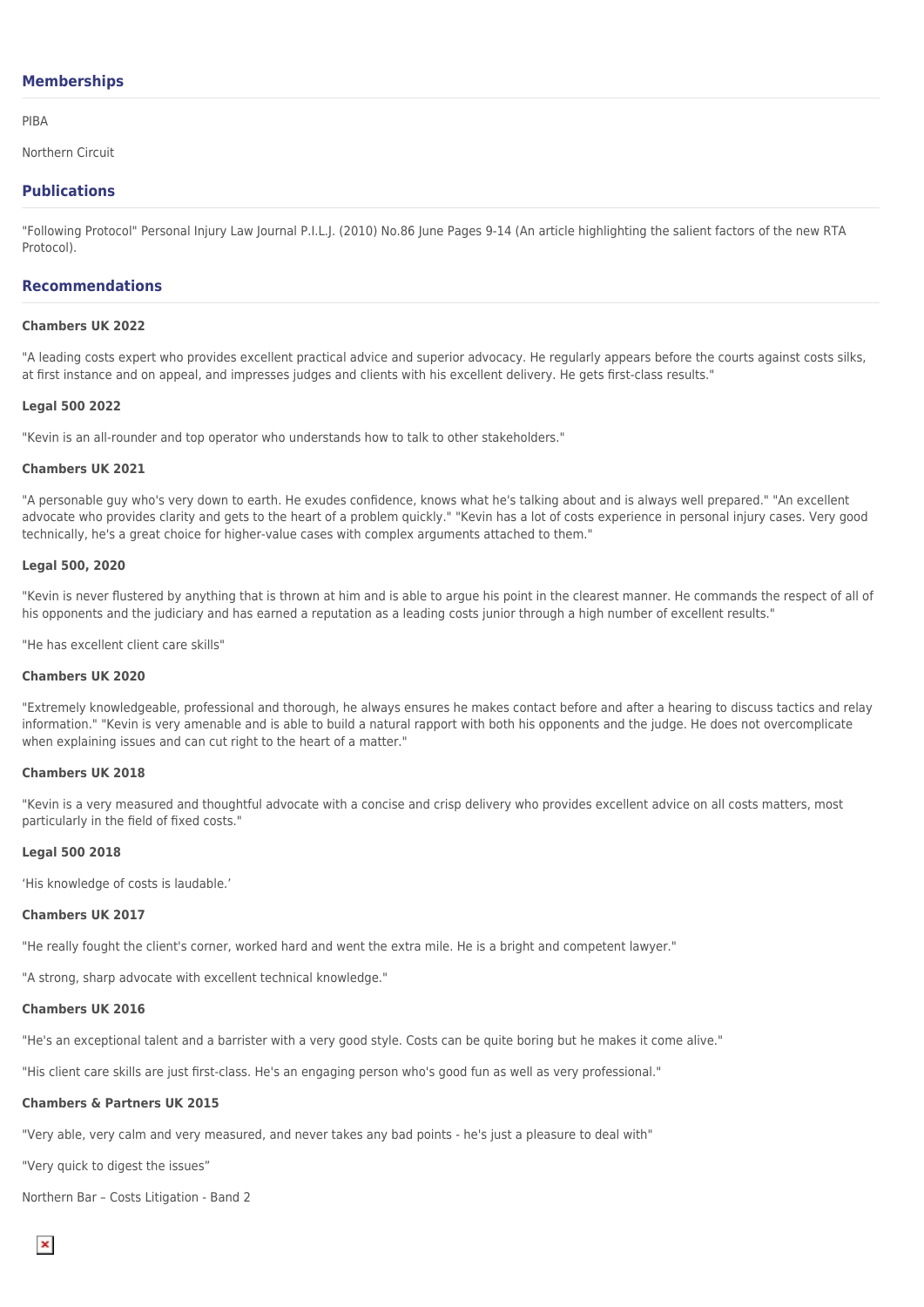## Memberships

PIBA

Northern Circuit

## Publications

"Following Protocol" Personal Injury Law Journal P.I.L.J. (2010) No.86 June Pages 9-14 (An article highlighting the salient factors of the new RTA Protocol).

## Recommendations

**Chambers UK 2022**

"A leading costs expert who provides excellent practical advice and superior advocacy. He regularly appears before the courts against costs silks, at first instance and on appeal, and impresses judges and clients with his excellent delivery. He gets first-class results."

**Legal 500 2022**

"Kevin is an all-rounder and top operator who understands how to talk to other stakeholders."

**Chambers UK 2021**

"A personable guy who's very down to earth. He exudes confidence, knows what he's talking about and is always well prepared." "An excellent advocate who provides clarity and gets to the heart of a problem quickly." "Kevin has a lot of costs experience in personal injury cases. Very good technically, he's a great choice for higher-value cases with complex arguments attached to them."

**Legal 500, 2020**

"Kevin is never flustered by anything that is thrown at him and is able to argue his point in the clearest manner. He commands the respect of all of his opponents and the judiciary and has earned a reputation as a leading costs junior through a high number of excellent results."

"He has excellent client care skills"

**Chambers UK 2020**

"Extremely knowledgeable, professional and thorough, he always ensures he makes contact before and after a hearing to discuss tactics and relay information." "Kevin is very amenable and is able to build a natural rapport with both his opponents and the judge. He does not overcomplicate when explaining issues and can cut right to the heart of a matter."

**Chambers UK 2018**

"Kevin is a very measured and thoughtful advocate with a concise and crisp delivery who provides excellent advice on all costs matters, most particularly in the field of fixed costs."

**Legal 500 2018**

'His knowledge of costs is laudable.'

**Chambers UK 2017**

"He really fought the client's corner, worked hard and went the extra mile. He is a bright and competent lawyer."

"A strong, sharp advocate with excellent technical knowledge."

**Chambers UK 2016**

"He's an exceptional talent and a barrister with a very good style. Costs can be quite boring but he makes it come alive."

"His client care skills are just first-class. He's an engaging person who's good fun as well as very professional."

**Chambers & Partners UK 2015**

"Very able, very calm and very measured, and never takes any bad points - he's just a pleasure to deal with"

"Very quick to digest the issues"

Northern Bar – Costs Litigation - Band 2